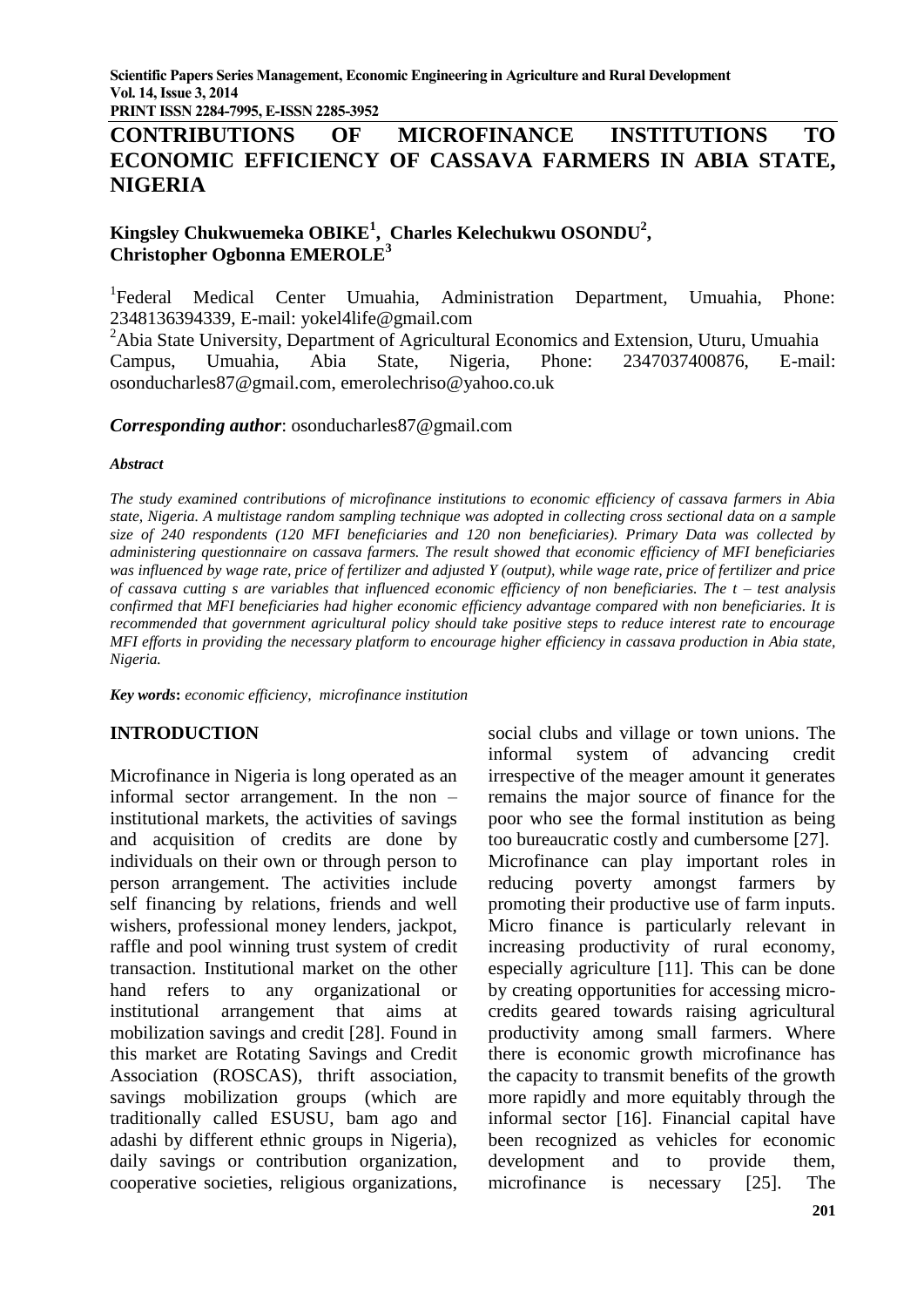# CONTRIBUTIONS OF MICROFINANCE INSTITUTIONS TO ECONOMIC EFFICIENCY OF CASSAVA FARMERS IN ABIA STATE, NIGERIA

**Kingsley Chukwuemeka OBIKE[1], Charles Kelechukwu OSONDU[2], Christopher Ogbonna EMEROLE[3]**

[1]Federal Medical Center Umuahia, Administration Department, Umuahia, Phone: 2348136394339, E-mail: yokel4life@gmail.com

[2]Abia State University, Department of Agricultural Economics and Extension, Uturu, Umuahia Campus, Umuahia, Abia State, Nigeria, Phone: 2347037400876, E-mail: osonducharles87@gmail.com, emerolechriso@yahoo.co.uk

***Corresponding author***: osonducharles87@gmail.com

***Abstract***

*The study examined contributions of microfinance institutions to economic efficiency of cassava farmers in Abia state, Nigeria. A multistage random sampling technique was adopted in collecting cross sectional data on a sample size of 240 respondents (120 MFI beneficiaries and 120 non beneficiaries). Primary Data was collected by administering questionnaire on cassava farmers. The result showed that economic efficiency of MFI beneficiaries was influenced by wage rate, price of fertilizer and adjusted Y (output), while wage rate, price of fertilizer and price of cassava cutting s are variables that influenced economic efficiency of non beneficiaries. The t – test analysis confirmed that MFI beneficiaries had higher economic efficiency advantage compared with non beneficiaries. It is recommended that government agricultural policy should take positive steps to reduce interest rate to encourage MFI efforts in providing the necessary platform to encourage higher efficiency in cassava production in Abia state, Nigeria.*

***Key words*:** *economic efficiency, microfinance institution*

## INTRODUCTION

Microfinance in Nigeria is long operated as an informal sector arrangement. In the non – institutional markets, the activities of savings and acquisition of credits are done by individuals on their own or through person to person arrangement. The activities include self financing by relations, friends and well wishers, professional money lenders, jackpot, raffle and pool winning trust system of credit transaction. Institutional market on the other hand refers to any organizational or institutional arrangement that aims at mobilization savings and credit [28]. Found in this market are Rotating Savings and Credit Association (ROSCAS), thrift association, savings mobilization groups (which are traditionally called ESUSU, bam ago and adashi by different ethnic groups in Nigeria), daily savings or contribution organization, cooperative societies, religious organizations, social clubs and village or town unions. The informal system of advancing credit irrespective of the meager amount it generates remains the major source of finance for the poor who see the formal institution as being too bureaucratic costly and cumbersome [27].

Microfinance can play important roles in reducing poverty amongst farmers by promoting their productive use of farm inputs. Micro finance is particularly relevant in increasing productivity of rural economy, especially agriculture [11]. This can be done by creating opportunities for accessing micro-credits geared towards raising agricultural productivity among small farmers. Where there is economic growth microfinance has the capacity to transmit benefits of the growth more rapidly and more equitably through the informal sector [16]. Financial capital have been recognized as vehicles for economic development and to provide them, microfinance is necessary [25]. The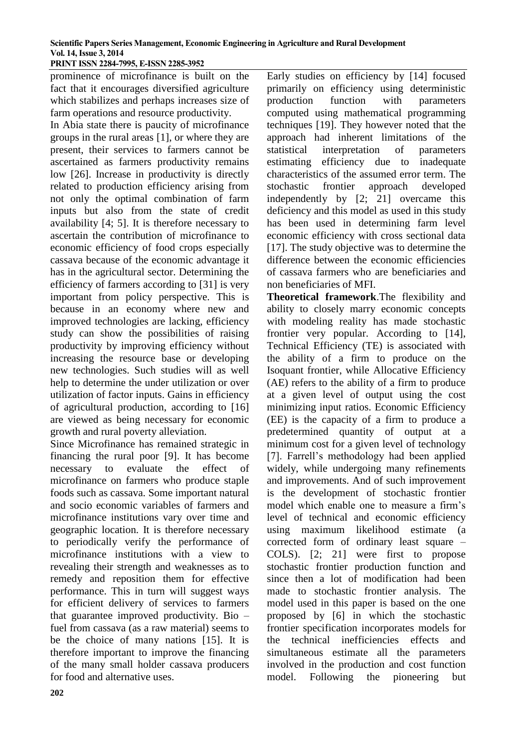prominence of microfinance is built on the fact that it encourages diversified agriculture which stabilizes and perhaps increases size of farm operations and resource productivity.

In Abia state there is paucity of microfinance groups in the rural areas [1], or where they are present, their services to farmers cannot be ascertained as farmers productivity remains low [26]. Increase in productivity is directly related to production efficiency arising from not only the optimal combination of farm inputs but also from the state of credit availability [4; 5]. It is therefore necessary to ascertain the contribution of microfinance to economic efficiency of food crops especially cassava because of the economic advantage it has in the agricultural sector. Determining the efficiency of farmers according to [31] is very important from policy perspective. This is because in an economy where new and improved technologies are lacking, efficiency study can show the possibilities of raising productivity by improving efficiency without increasing the resource base or developing new technologies. Such studies will as well help to determine the under utilization or over utilization of factor inputs. Gains in efficiency of agricultural production, according to [16] are viewed as being necessary for economic growth and rural poverty alleviation.

Since Microfinance has remained strategic in financing the rural poor [9]. It has become necessary to evaluate the effect of microfinance on farmers who produce staple foods such as cassava. Some important natural and socio economic variables of farmers and microfinance institutions vary over time and geographic location. It is therefore necessary to periodically verify the performance of microfinance institutions with a view to revealing their strength and weaknesses as to remedy and reposition them for effective performance. This in turn will suggest ways for efficient delivery of services to farmers that guarantee improved productivity. Bio – fuel from cassava (as a raw material) seems to be the choice of many nations [15]. It is therefore important to improve the financing of the many small holder cassava producers for food and alternative uses.

Early studies on efficiency by [14] focused primarily on efficiency using deterministic production function with parameters computed using mathematical programming techniques [19]. They however noted that the approach had inherent limitations of the statistical interpretation of parameters estimating efficiency due to inadequate characteristics of the assumed error term. The stochastic frontier approach developed independently by [2; 21] overcame this deficiency and this model as used in this study has been used in determining farm level economic efficiency with cross sectional data [17]. The study objective was to determine the difference between the economic efficiencies of cassava farmers who are beneficiaries and non beneficiaries of MFI.

**Theoretical framework**.The flexibility and ability to closely marry economic concepts with modeling reality has made stochastic frontier very popular. According to [14], Technical Efficiency (TE) is associated with the ability of a firm to produce on the Isoquant frontier, while Allocative Efficiency (AE) refers to the ability of a firm to produce at a given level of output using the cost minimizing input ratios. Economic Efficiency (EE) is the capacity of a firm to produce a predetermined quantity of output at a minimum cost for a given level of technology [7]. Farrell's methodology had been applied widely, while undergoing many refinements and improvements. And of such improvement is the development of stochastic frontier model which enable one to measure a firm's level of technical and economic efficiency using maximum likelihood estimate (a corrected form of ordinary least square – COLS). [2; 21] were first to propose stochastic frontier production function and since then a lot of modification had been made to stochastic frontier analysis. The model used in this paper is based on the one proposed by [6] in which the stochastic frontier specification incorporates models for the technical inefficiencies effects and simultaneous estimate all the parameters involved in the production and cost function model. Following the pioneering but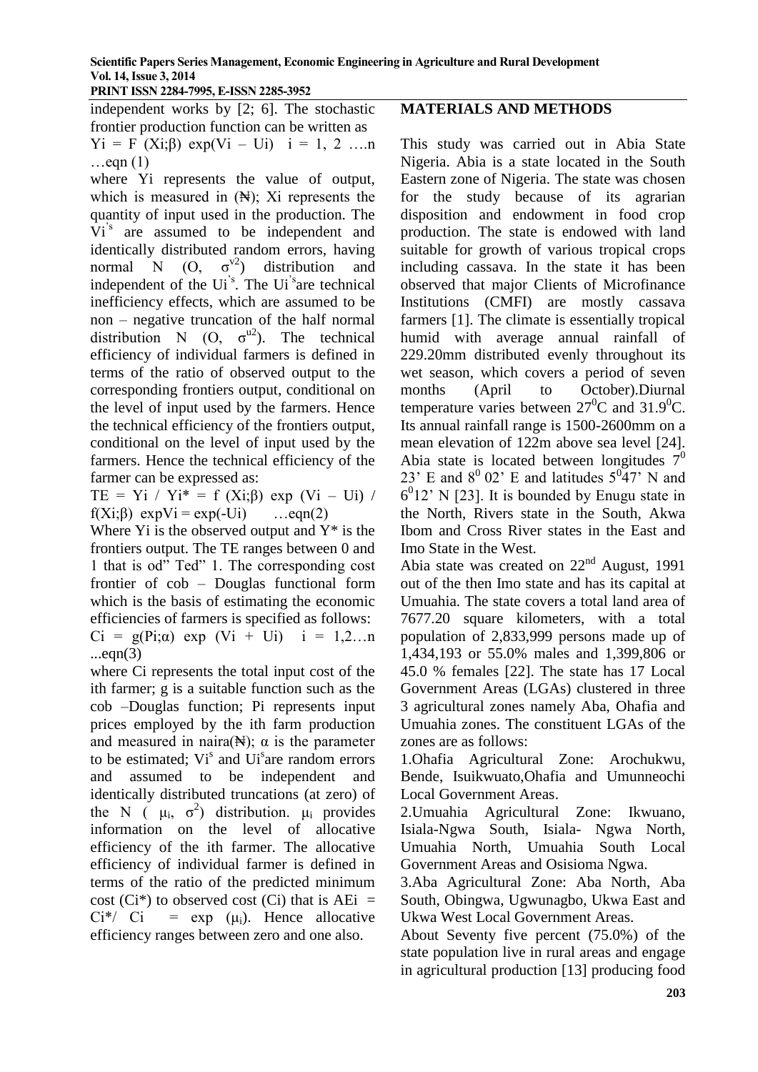independent works by [2; 6]. The stochastic frontier production function can be written as

$Yi = F(Xi;\beta) \exp(Vi - Ui) \quad i = 1, 2 \ldots.n$ …eqn (1)

where Yi represents the value of output, which is measured in (₦); Xi represents the quantity of input used in the production. The $Vi^{'s}$ are assumed to be independent and identically distributed random errors, having normal $N(O, \sigma^{v2})$ distribution and independent of the $Ui^{'s}$. The $Ui^{'s}$are technical inefficiency effects, which are assumed to be non – negative truncation of the half normal distribution $N(O, \sigma^{u2})$. The technical efficiency of individual farmers is defined in terms of the ratio of observed output to the corresponding frontiers output, conditional on the level of input used by the farmers. Hence the technical efficiency of the frontiers output, conditional on the level of input used by the farmers. Hence the technical efficiency of the farmer can be expressed as:

$TE = Yi / Yi^* = f(Xi;\beta) \exp(Vi - Ui) / f(Xi;\beta) \exp Vi = \exp(-Ui)$ …eqn(2)

Where Yi is the observed output and Y* is the frontiers output. The TE ranges between 0 and 1 that is od" Ted" 1. The corresponding cost frontier of cob – Douglas functional form which is the basis of estimating the economic efficiencies of farmers is specified as follows:

$Ci = g(Pi;\alpha) \exp(Vi + Ui) \quad i = 1,2\ldots n$ ...eqn(3)

where Ci represents the total input cost of the ith farmer; g is a suitable function such as the cob –Douglas function; Pi represents input prices employed by the ith farm production and measured in naira(₦); α is the parameter to be estimated; $Vi^{s}$ and $Ui^{s}$are random errors and assumed to be independent and identically distributed truncations (at zero) of the $N(\mu_i, \sigma^2)$ distribution. $\mu_i$ provides information on the level of allocative efficiency of the ith farmer. The allocative efficiency of individual farmer is defined in terms of the ratio of the predicted minimum cost (Ci*) to observed cost (Ci) that is $AEi = Ci^*/ Ci = \exp(\mu_i)$. Hence allocative efficiency ranges between zero and one also.

## MATERIALS AND METHODS

This study was carried out in Abia State Nigeria. Abia is a state located in the South Eastern zone of Nigeria. The state was chosen for the study because of its agrarian disposition and endowment in food crop production. The state is endowed with land suitable for growth of various tropical crops including cassava. In the state it has been observed that major Clients of Microfinance Institutions (CMFI) are mostly cassava farmers [1]. The climate is essentially tropical humid with average annual rainfall of 229.20mm distributed evenly throughout its wet season, which covers a period of seven months (April to October).Diurnal temperature varies between $27^0$C and $31.9^0$C. Its annual rainfall range is 1500-2600mm on a mean elevation of 122m above sea level [24]. Abia state is located between longitudes $7^0$ 23' E and $8^0$ 02' E and latitudes $5^0$47' N and $6^0$12' N [23]. It is bounded by Enugu state in the North, Rivers state in the South, Akwa Ibom and Cross River states in the East and Imo State in the West.

Abia state was created on 22nd August, 1991 out of the then Imo state and has its capital at Umuahia. The state covers a total land area of 7677.20 square kilometers, with a total population of 2,833,999 persons made up of 1,434,193 or 55.0% males and 1,399,806 or 45.0 % females [22]. The state has 17 Local Government Areas (LGAs) clustered in three 3 agricultural zones namely Aba, Ohafia and Umuahia zones. The constituent LGAs of the zones are as follows:

1. Ohafia Agricultural Zone: Arochukwu, Bende, Isuikwuato,Ohafia and Umunneochi Local Government Areas.
2. Umuahia Agricultural Zone: Ikwuano, Isiala-Ngwa South, Isiala- Ngwa North, Umuahia North, Umuahia South Local Government Areas and Osisioma Ngwa.
3. Aba Agricultural Zone: Aba North, Aba South, Obingwa, Ugwunagbo, Ukwa East and Ukwa West Local Government Areas.

About Seventy five percent (75.0%) of the state population live in rural areas and engage in agricultural production [13] producing food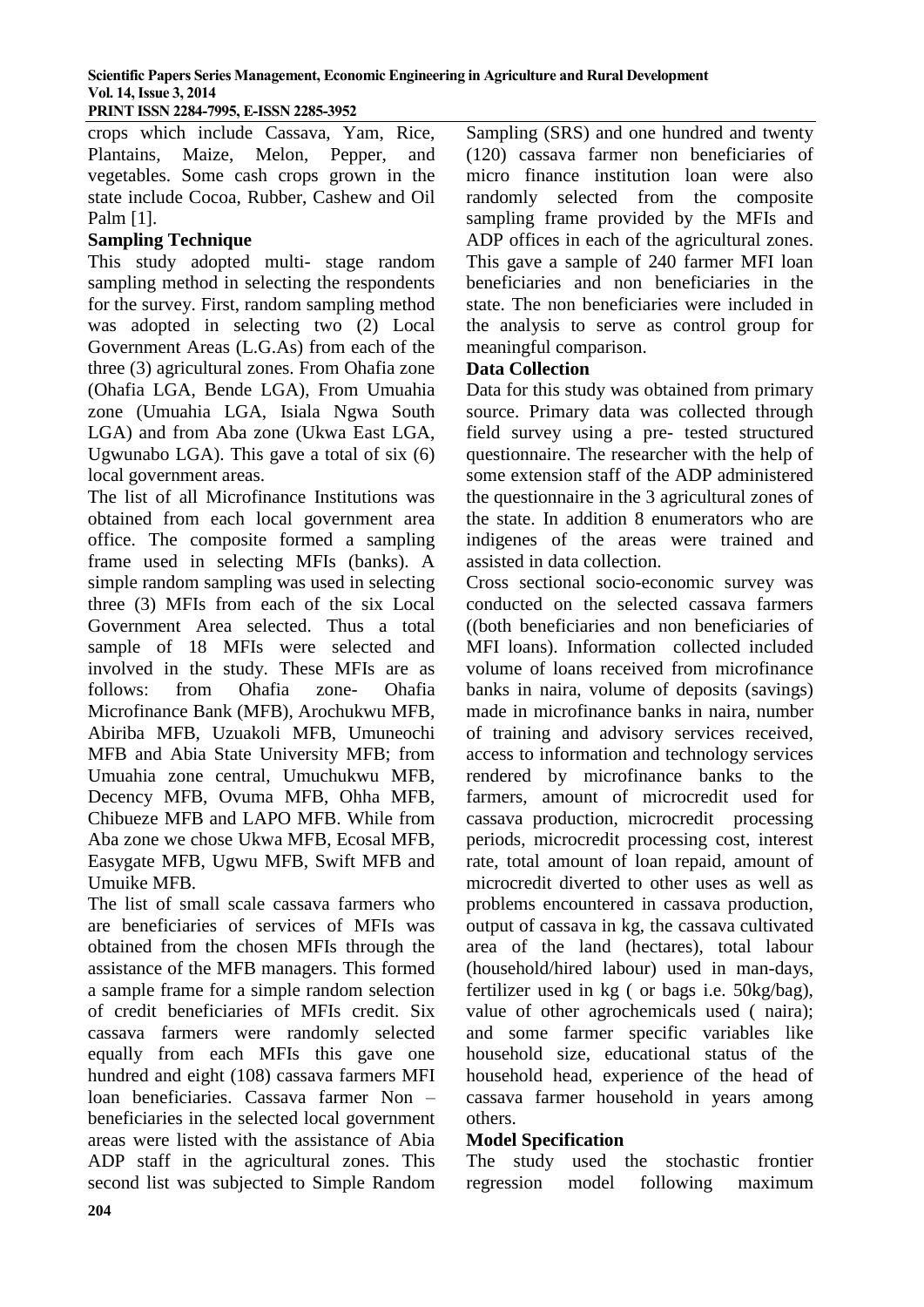crops which include Cassava, Yam, Rice, Plantains, Maize, Melon, Pepper, and vegetables. Some cash crops grown in the state include Cocoa, Rubber, Cashew and Oil Palm [1].

**Sampling Technique**

This study adopted multi- stage random sampling method in selecting the respondents for the survey. First, random sampling method was adopted in selecting two (2) Local Government Areas (L.G.As) from each of the three (3) agricultural zones. From Ohafia zone (Ohafia LGA, Bende LGA), From Umuahia zone (Umuahia LGA, Isiala Ngwa South LGA) and from Aba zone (Ukwa East LGA, Ugwunabo LGA). This gave a total of six (6) local government areas.

The list of all Microfinance Institutions was obtained from each local government area office. The composite formed a sampling frame used in selecting MFIs (banks). A simple random sampling was used in selecting three (3) MFIs from each of the six Local Government Area selected. Thus a total sample of 18 MFIs were selected and involved in the study. These MFIs are as follows: from Ohafia zone- Ohafia Microfinance Bank (MFB), Arochukwu MFB, Abiriba MFB, Uzuakoli MFB, Umuneochi MFB and Abia State University MFB; from Umuahia zone central, Umuchukwu MFB, Decency MFB, Ovuma MFB, Ohha MFB, Chibueze MFB and LAPO MFB. While from Aba zone we chose Ukwa MFB, Ecosal MFB, Easygate MFB, Ugwu MFB, Swift MFB and Umuike MFB.

The list of small scale cassava farmers who are beneficiaries of services of MFIs was obtained from the chosen MFIs through the assistance of the MFB managers. This formed a sample frame for a simple random selection of credit beneficiaries of MFIs credit. Six cassava farmers were randomly selected equally from each MFIs this gave one hundred and eight (108) cassava farmers MFI loan beneficiaries. Cassava farmer Non – beneficiaries in the selected local government areas were listed with the assistance of Abia ADP staff in the agricultural zones. This second list was subjected to Simple Random Sampling (SRS) and one hundred and twenty (120) cassava farmer non beneficiaries of micro finance institution loan were also randomly selected from the composite sampling frame provided by the MFIs and ADP offices in each of the agricultural zones. This gave a sample of 240 farmer MFI loan beneficiaries and non beneficiaries in the state. The non beneficiaries were included in the analysis to serve as control group for meaningful comparison.

**Data Collection**

Data for this study was obtained from primary source. Primary data was collected through field survey using a pre- tested structured questionnaire. The researcher with the help of some extension staff of the ADP administered the questionnaire in the 3 agricultural zones of the state. In addition 8 enumerators who are indigenes of the areas were trained and assisted in data collection.

Cross sectional socio-economic survey was conducted on the selected cassava farmers ((both beneficiaries and non beneficiaries of MFI loans). Information collected included volume of loans received from microfinance banks in naira, volume of deposits (savings) made in microfinance banks in naira, number of training and advisory services received, access to information and technology services rendered by microfinance banks to the farmers, amount of microcredit used for cassava production, microcredit processing periods, microcredit processing cost, interest rate, total amount of loan repaid, amount of microcredit diverted to other uses as well as problems encountered in cassava production, output of cassava in kg, the cassava cultivated area of the land (hectares), total labour (household/hired labour) used in man-days, fertilizer used in kg ( or bags i.e. 50kg/bag), value of other agrochemicals used ( naira); and some farmer specific variables like household size, educational status of the household head, experience of the head of cassava farmer household in years among others.

**Model Specification**

The study used the stochastic frontier regression model following maximum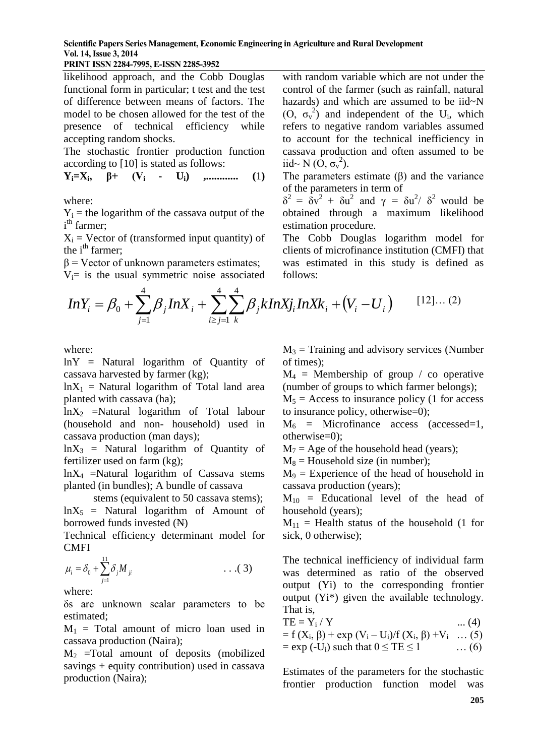likelihood approach, and the Cobb Douglas functional form in particular; t test and the test of difference between means of factors. The model to be chosen allowed for the test of the presence of technical efficiency while accepting random shocks.

The stochastic frontier production function according to [10] is stated as follows:

$$Y_i = X_i, \quad \beta + \quad (V_i \ - \ U_i) \quad ,............ \quad (1)$$

where:

$Y_i$ = the logarithm of the cassava output of the $i^{th}$ farmer;

$X_i$ = Vector of (transformed input quantity) of the $i^{th}$ farmer;

$\beta$ = Vector of unknown parameters estimates;

$V_i$= is the usual symmetric noise associated with random variable which are not under the control of the farmer (such as rainfall, natural hazards) and which are assumed to be iid~N (O, $\sigma_v^2$) and independent of the $U_i$, which refers to negative random variables assumed to account for the technical inefficiency in cassava production and often assumed to be iid~ N (O, $\sigma_v^2$).

The parameters estimate ($\beta$) and the variance of the parameters in term of

$\delta^2 = \delta v^2 + \delta u^2$ and $\gamma = \delta u^2/ \delta^2$ would be obtained through a maximum likelihood estimation procedure.

The Cobb Douglas logarithm model for clients of microfinance institution (CMFI) that was estimated in this study is defined as follows:

$$InY_i = \beta_0 + \sum_{j=1}^{4} \beta_j InX_i + \sum_{i \geq j=1}^{4} \sum_{k}^{4} \beta_j kInXj_i InXk_i + (V_i - U_i) \qquad [12]\ldots(2)$$

where:

lnY = Natural logarithm of Quantity of cassava harvested by farmer (kg);

$\ln X_1$ = Natural logarithm of Total land area planted with cassava (ha);

$\ln X_2$ =Natural logarithm of Total labour (household and non- household) used in cassava production (man days);

$\ln X_3$ = Natural logarithm of Quantity of fertilizer used on farm (kg);

$\ln X_4$ =Natural logarithm of Cassava stems planted (in bundles); A bundle of cassava stems (equivalent to 50 cassava stems);

$\ln X_5$ = Natural logarithm of Amount of borrowed funds invested (₦)

Technical efficiency determinant model for CMFI

$$\mu_i = \delta_0 + \sum_{j=1}^{11} \delta_j M_{ji} \qquad \ldots(3)$$

where:

δs are unknown scalar parameters to be estimated;

$M_1$ = Total amount of micro loan used in cassava production (Naira);

$M_2$ =Total amount of deposits (mobilized savings + equity contribution) used in cassava production (Naira);

$M_3$ = Training and advisory services (Number of times);

$M_4$ = Membership of group / co operative (number of groups to which farmer belongs);

$M_5$ = Access to insurance policy (1 for access to insurance policy, otherwise=0);

$M_6$ = Microfinance access (accessed=1, otherwise=0);

$M_7$ = Age of the household head (years);

$M_8$ = Household size (in number);

$M_9$ = Experience of the head of household in cassava production (years);

$M_{10}$ = Educational level of the head of household (years);

$M_{11}$ = Health status of the household (1 for sick, 0 otherwise);

The technical inefficiency of individual farm was determined as ratio of the observed output (Yi) to the corresponding frontier output (Yi*) given the available technology. That is,

$$TE = Y_i / Y \qquad ... (4)$$

$$= f(X_i, \beta) + \exp(V_i - U_i)/f(X_i, \beta) + V_i \quad \ldots (5)$$

$$= \exp(-U_i) \text{ such that } 0 \leq TE \leq 1 \qquad \ldots (6)$$

Estimates of the parameters for the stochastic frontier production function model was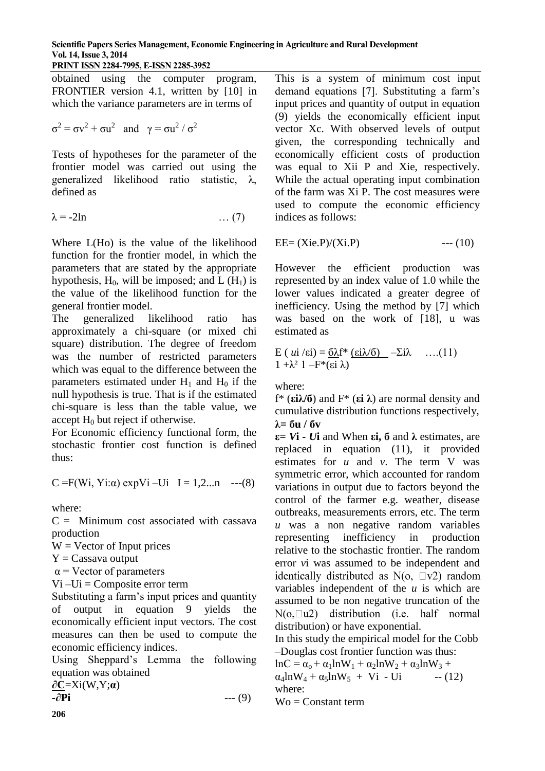obtained using the computer program, FRONTIER version 4.1, written by [10] in which the variance parameters are in terms of

$$\sigma^2 = \sigma v^2 + \sigma u^2 \quad \text{and} \quad \gamma = \sigma u^2 / \sigma^2$$

Tests of hypotheses for the parameter of the frontier model was carried out using the generalized likelihood ratio statistic, $\lambda$, defined as

$$\lambda = -2\ln \qquad \ldots (7)$$

Where L(Ho) is the value of the likelihood function for the frontier model, in which the parameters that are stated by the appropriate hypothesis, $H_0$, will be imposed; and L $(H_1)$ is the value of the likelihood function for the general frontier model.

The generalized likelihood ratio has approximately a chi-square (or mixed chi square) distribution. The degree of freedom was the number of restricted parameters which was equal to the difference between the parameters estimated under $H_1$ and $H_0$ if the null hypothesis is true. That is if the estimated chi-square is less than the table value, we accept $H_0$ but reject if otherwise.

For Economic efficiency functional form, the stochastic frontier cost function is defined thus:

$$C = F(Wi, Yi{:}\alpha) \exp Vi - Ui \quad I = 1,2...n \quad ---(8)$$

where:

C = Minimum cost associated with cassava production

W = Vector of Input prices

Y = Cassava output

$\alpha$ = Vector of parameters

$Vi - Ui$ = Composite error term

Substituting a farm's input prices and quantity of output in equation 9 yields the economically efficient input vectors. The cost measures can then be used to compute the economic efficiency indices.

Using Sheppard's Lemma the following equation was obtained

$$\frac{\partial \mathbf{C}}{-\partial \mathbf{P}i} = Xi(W,Y;\boldsymbol{\alpha}) \qquad --- (9)$$

This is a system of minimum cost input demand equations [7]. Substituting a farm's input prices and quantity of output in equation (9) yields the economically efficient input vector Xc. With observed levels of output given, the corresponding technically and economically efficient costs of production was equal to Xii P and Xie, respectively. While the actual operating input combination of the farm was Xi P. The cost measures were used to compute the economic efficiency indices as follows:

$$EE = (Xie.P)/(Xi.P) \qquad --- (10)$$

However the efficient production was represented by an index value of 1.0 while the lower values indicated a greater degree of inefficiency. Using the method by [7] which was based on the work of [18], u was estimated as

$$E(ui/\varepsilon i) = \frac{\sigma\lambda}{1+\lambda^2} \frac{f^*(\varepsilon i\lambda/\sigma)}{1 - F^*(\varepsilon i\lambda)} - \Sigma i\lambda \qquad \ldots.(11)$$

where:

$f^*(\boldsymbol{\varepsilon i\lambda/\sigma})$ and $F^*(\boldsymbol{\varepsilon i\ \lambda})$ are normal density and cumulative distribution functions respectively,

$\boldsymbol{\lambda = \sigma u / \sigma v}$

$\boldsymbol{\varepsilon = Vi - Ui}$ and When $\boldsymbol{\varepsilon i}$, $\boldsymbol{\sigma}$ and $\boldsymbol{\lambda}$ estimates, are replaced in equation (11), it provided estimates for *u* and *v*. The term V was symmetric error, which accounted for random variations in output due to factors beyond the control of the farmer e.g. weather, disease outbreaks, measurements errors, etc. The term *u* was a non negative random variables representing inefficiency in production relative to the stochastic frontier. The random error *v*i was assumed to be independent and identically distributed as N(o, $\sigma v2$) random variables independent of the *u* is which are assumed to be non negative truncation of the N(o,$\sigma u2$) distribution (i.e. half normal distribution) or have exponential.

In this study the empirical model for the Cobb –Douglas cost frontier function was thus:

$$\ln C = \alpha_o + \alpha_1 \ln W_1 + \alpha_2 \ln W_2 + \alpha_3 \ln W_3 + \alpha_4 \ln W_4 + \alpha_5 \ln W_5 + Vi - Ui \qquad -- (12)$$

where:

Wo = Constant term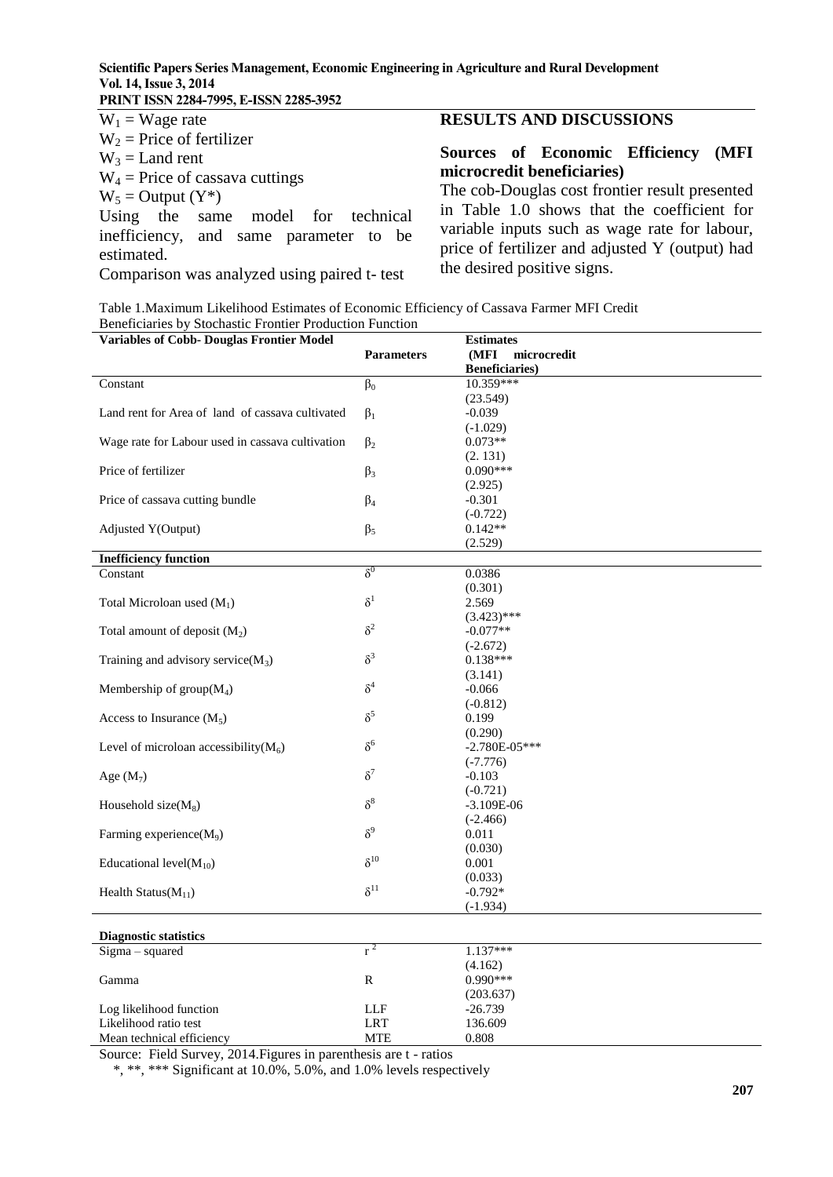$W_1$ = Wage rate
$W_2$ = Price of fertilizer
$W_3$ = Land rent
$W_4$ = Price of cassava cuttings
$W_5$ = Output ($Y^*$)

Using the same model for technical inefficiency, and same parameter to be estimated.

Comparison was analyzed using paired t- test

## RESULTS AND DISCUSSIONS

### Sources of Economic Efficiency (MFI microcredit beneficiaries)

The cob-Douglas cost frontier result presented in Table 1.0 shows that the coefficient for variable inputs such as wage rate for labour, price of fertilizer and adjusted Y (output) had the desired positive signs.

Table 1.Maximum Likelihood Estimates of Economic Efficiency of Cassava Farmer MFI Credit Beneficiaries by Stochastic Frontier Production Function

| Variables of Cobb- Douglas Frontier Model | Parameters | Estimates (MFI microcredit Beneficiaries) |
|---|---|---|
| Constant | $\beta_0$ | 10.359*** (23.549) |
| Land rent for Area of land of cassava cultivated | $\beta_1$ | -0.039 (-1.029) |
| Wage rate for Labour used in cassava cultivation | $\beta_2$ | 0.073** (2. 131) |
| Price of fertilizer | $\beta_3$ | 0.090*** (2.925) |
| Price of cassava cutting bundle | $\beta_4$ | -0.301 (-0.722) |
| Adjusted Y(Output) | $\beta_5$ | 0.142** (2.529) |
| **Inefficiency function** | | |
| Constant | $\delta^0$ | 0.0386 (0.301) |
| Total Microloan used ($M_1$) | $\delta^1$ | 2.569 (3.423)*** |
| Total amount of deposit ($M_2$) | $\delta^2$ | -0.077** (-2.672) |
| Training and advisory service($M_3$) | $\delta^3$ | 0.138*** (3.141) |
| Membership of group($M_4$) | $\delta^4$ | -0.066 (-0.812) |
| Access to Insurance ($M_5$) | $\delta^5$ | 0.199 (0.290) |
| Level of microloan accessibility($M_6$) | $\delta^6$ | -2.780E-05*** (-7.776) |
| Age ($M_7$) | $\delta^7$ | -0.103 (-0.721) |
| Household size($M_8$) | $\delta^8$ | -3.109E-06 (-2.466) |
| Farming experience($M_9$) | $\delta^9$ | 0.011 (0.030) |
| Educational level($M_{10}$) | $\delta^{10}$ | 0.001 (0.033) |
| Health Status($M_{11}$) | $\delta^{11}$ | -0.792* (-1.934) |
| **Diagnostic statistics** | | |
| Sigma – squared | $r^2$ | 1.137*** (4.162) |
| Gamma | R | 0.990*** (203.637) |
| Log likelihood function | LLF | -26.739 |
| Likelihood ratio test | LRT | 136.609 |
| Mean technical efficiency | MTE | 0.808 |

Source: Field Survey, 2014.Figures in parenthesis are t - ratios

*, **, *** Significant at 10.0%, 5.0%, and 1.0% levels respectively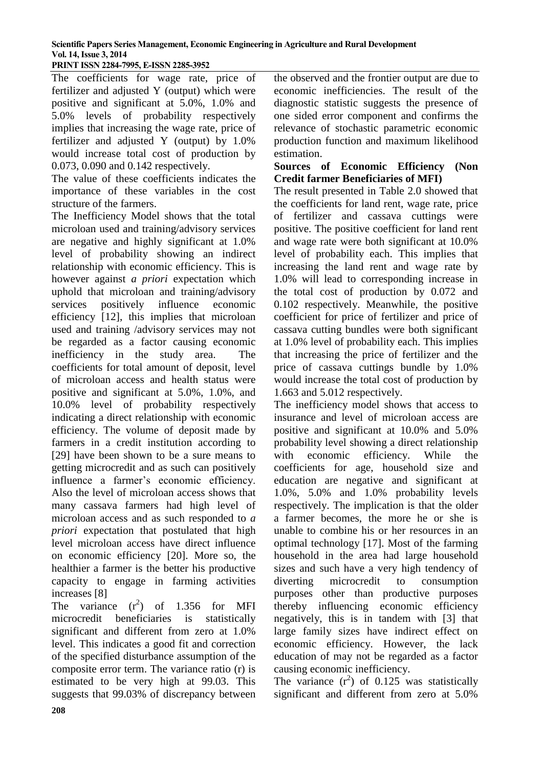The coefficients for wage rate, price of fertilizer and adjusted Y (output) which were positive and significant at 5.0%, 1.0% and 5.0% levels of probability respectively implies that increasing the wage rate, price of fertilizer and adjusted Y (output) by 1.0% would increase total cost of production by 0.073, 0.090 and 0.142 respectively.

The value of these coefficients indicates the importance of these variables in the cost structure of the farmers.

The Inefficiency Model shows that the total microloan used and training/advisory services are negative and highly significant at 1.0% level of probability showing an indirect relationship with economic efficiency. This is however against *a priori* expectation which uphold that microloan and training/advisory services positively influence economic efficiency [12], this implies that microloan used and training /advisory services may not be regarded as a factor causing economic inefficiency in the study area. The coefficients for total amount of deposit, level of microloan access and health status were positive and significant at 5.0%, 1.0%, and 10.0% level of probability respectively indicating a direct relationship with economic efficiency. The volume of deposit made by farmers in a credit institution according to [29] have been shown to be a sure means to getting microcredit and as such can positively influence a farmer's economic efficiency. Also the level of microloan access shows that many cassava farmers had high level of microloan access and as such responded to *a priori* expectation that postulated that high level microloan access have direct influence on economic efficiency [20]. More so, the healthier a farmer is the better his productive capacity to engage in farming activities increases [8]

The variance ($r^2$) of 1.356 for MFI microcredit beneficiaries is statistically significant and different from zero at 1.0% level. This indicates a good fit and correction of the specified disturbance assumption of the composite error term. The variance ratio (r) is estimated to be very high at 99.03. This suggests that 99.03% of discrepancy between the observed and the frontier output are due to economic inefficiencies. The result of the diagnostic statistic suggests the presence of one sided error component and confirms the relevance of stochastic parametric economic production function and maximum likelihood estimation.

**Sources of Economic Efficiency (Non Credit farmer Beneficiaries of MFI)**

The result presented in Table 2.0 showed that the coefficients for land rent, wage rate, price of fertilizer and cassava cuttings were positive. The positive coefficient for land rent and wage rate were both significant at 10.0% level of probability each. This implies that increasing the land rent and wage rate by 1.0% will lead to corresponding increase in the total cost of production by 0.072 and 0.102 respectively. Meanwhile, the positive coefficient for price of fertilizer and price of cassava cutting bundles were both significant at 1.0% level of probability each. This implies that increasing the price of fertilizer and the price of cassava cuttings bundle by 1.0% would increase the total cost of production by 1.663 and 5.012 respectively.

The inefficiency model shows that access to insurance and level of microloan access are positive and significant at 10.0% and 5.0% probability level showing a direct relationship with economic efficiency. While the coefficients for age, household size and education are negative and significant at 1.0%, 5.0% and 1.0% probability levels respectively. The implication is that the older a farmer becomes, the more he or she is unable to combine his or her resources in an optimal technology [17]. Most of the farming household in the area had large household sizes and such have a very high tendency of diverting microcredit to consumption purposes other than productive purposes thereby influencing economic efficiency negatively, this is in tandem with [3] that large family sizes have indirect effect on economic efficiency. However, the lack education of may not be regarded as a factor causing economic inefficiency.

The variance ($r^2$) of 0.125 was statistically significant and different from zero at 5.0%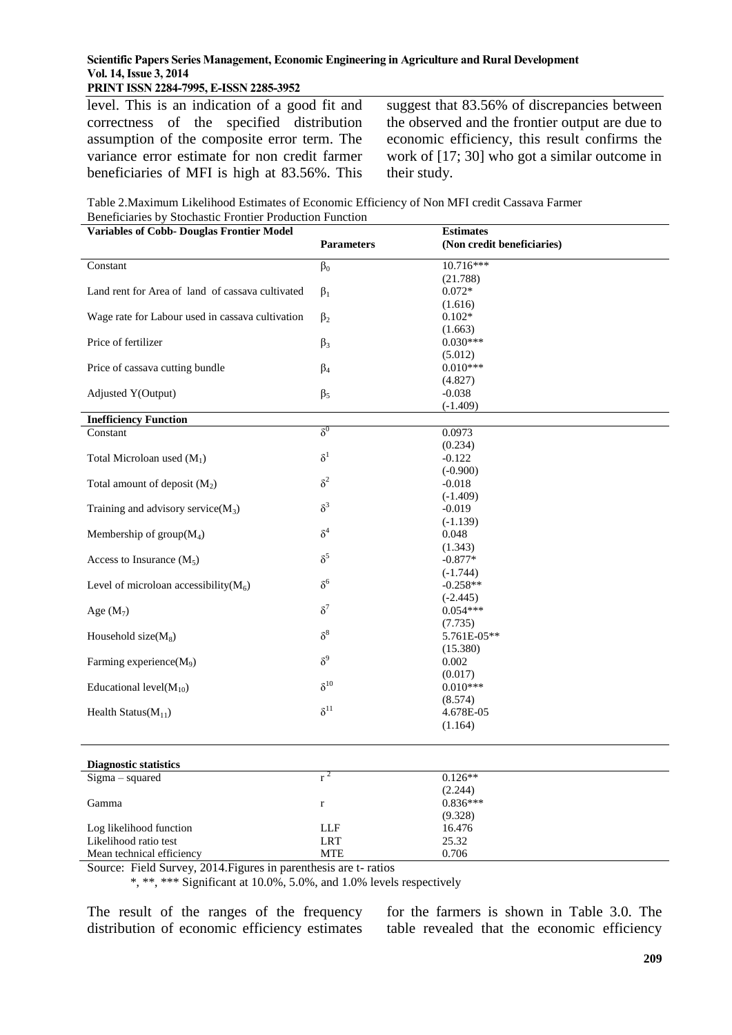level. This is an indication of a good fit and correctness of the specified distribution assumption of the composite error term. The variance error estimate for non credit farmer beneficiaries of MFI is high at 83.56%. This suggest that 83.56% of discrepancies between the observed and the frontier output are due to economic efficiency, this result confirms the work of [17; 30] who got a similar outcome in their study.

Table 2.Maximum Likelihood Estimates of Economic Efficiency of Non MFI credit Cassava Farmer Beneficiaries by Stochastic Frontier Production Function

| Variables of Cobb- Douglas Frontier Model | Parameters | Estimates (Non credit beneficiaries) |
|---|---|---|
| Constant | $\beta_0$ | 10.716*** (21.788) |
| Land rent for Area of land of cassava cultivated | $\beta_1$ | 0.072* (1.616) |
| Wage rate for Labour used in cassava cultivation | $\beta_2$ | 0.102* (1.663) |
| Price of fertilizer | $\beta_3$ | 0.030*** (5.012) |
| Price of cassava cutting bundle | $\beta_4$ | 0.010*** (4.827) |
| Adjusted Y(Output) | $\beta_5$ | -0.038 (-1.409) |
| **Inefficiency Function** | | |
| Constant | $\delta^0$ | 0.0973 (0.234) |
| Total Microloan used ($M_1$) | $\delta^1$ | -0.122 (-0.900) |
| Total amount of deposit ($M_2$) | $\delta^2$ | -0.018 (-1.409) |
| Training and advisory service($M_3$) | $\delta^3$ | -0.019 (-1.139) |
| Membership of group($M_4$) | $\delta^4$ | 0.048 (1.343) |
| Access to Insurance ($M_5$) | $\delta^5$ | -0.877* (-1.744) |
| Level of microloan accessibility($M_6$) | $\delta^6$ | -0.258** (-2.445) |
| Age ($M_7$) | $\delta^7$ | 0.054*** (7.735) |
| Household size($M_8$) | $\delta^8$ | 5.761E-05** (15.380) |
| Farming experience($M_9$) | $\delta^9$ | 0.002 (0.017) |
| Educational level($M_{10}$) | $\delta^{10}$ | 0.010*** (8.574) |
| Health Status($M_{11}$) | $\delta^{11}$ | 4.678E-05 (1.164) |
| **Diagnostic statistics** | | |
| Sigma – squared | $r^2$ | 0.126** (2.244) |
| Gamma | r | 0.836*** (9.328) |
| Log likelihood function | LLF | 16.476 |
| Likelihood ratio test | LRT | 25.32 |
| Mean technical efficiency | MTE | 0.706 |

Source: Field Survey, 2014.Figures in parenthesis are t- ratios

*, **, *** Significant at 10.0%, 5.0%, and 1.0% levels respectively

The result of the ranges of the frequency distribution of economic efficiency estimates for the farmers is shown in Table 3.0. The table revealed that the economic efficiency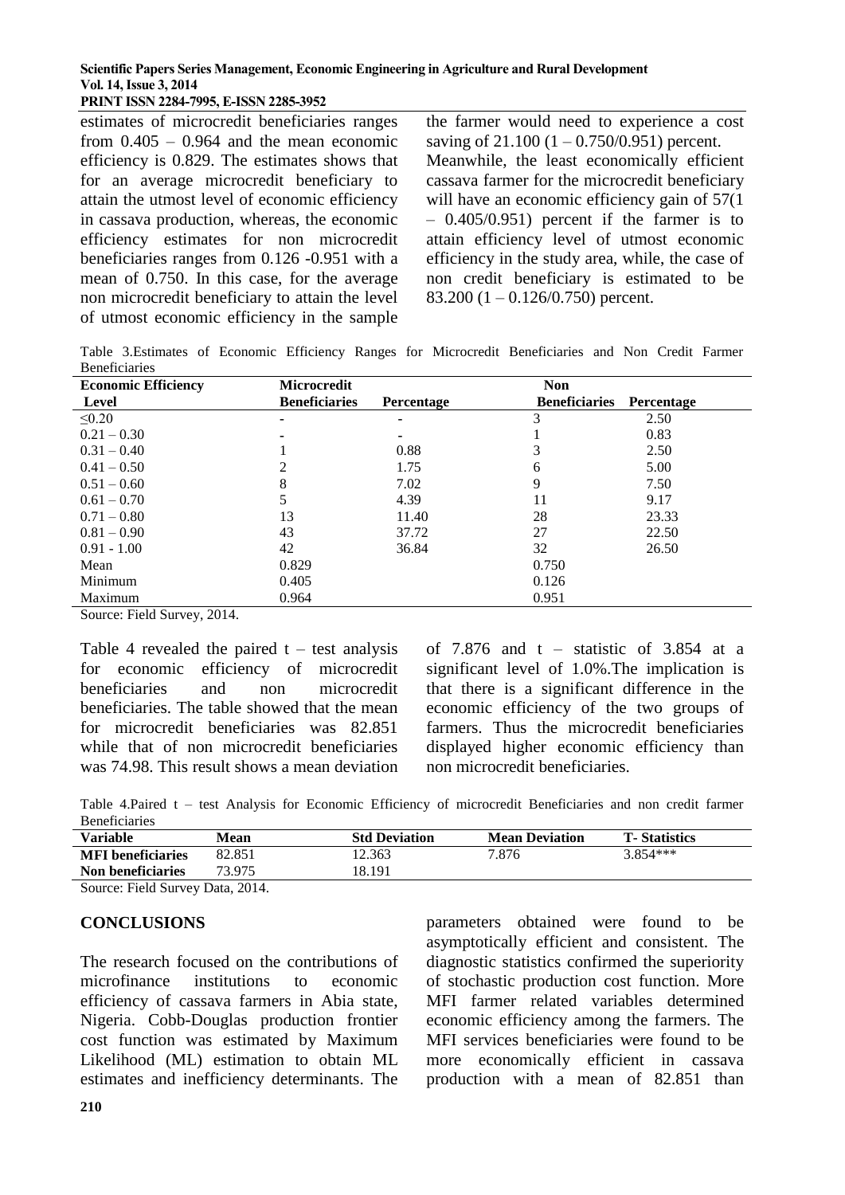estimates of microcredit beneficiaries ranges from 0.405 – 0.964 and the mean economic efficiency is 0.829. The estimates shows that for an average microcredit beneficiary to attain the utmost level of economic efficiency in cassava production, whereas, the economic efficiency estimates for non microcredit beneficiaries ranges from 0.126 -0.951 with a mean of 0.750. In this case, for the average non microcredit beneficiary to attain the level of utmost economic efficiency in the sample the farmer would need to experience a cost saving of 21.100 (1 – 0.750/0.951) percent. Meanwhile, the least economically efficient cassava farmer for the microcredit beneficiary will have an economic efficiency gain of 57(1 – 0.405/0.951) percent if the farmer is to attain efficiency level of utmost economic efficiency in the study area, while, the case of non credit beneficiary is estimated to be 83.200 (1 – 0.126/0.750) percent.

Table 3.Estimates of Economic Efficiency Ranges for Microcredit Beneficiaries and Non Credit Farmer Beneficiaries

| Economic Efficiency Level | Microcredit Beneficiaries | Percentage | Non Beneficiaries | Percentage |
|---|---|---|---|---|
| ≤0.20 | - | - | 3 | 2.50 |
| 0.21 – 0.30 | - | - | 1 | 0.83 |
| 0.31 – 0.40 | 1 | 0.88 | 3 | 2.50 |
| 0.41 – 0.50 | 2 | 1.75 | 6 | 5.00 |
| 0.51 – 0.60 | 8 | 7.02 | 9 | 7.50 |
| 0.61 – 0.70 | 5 | 4.39 | 11 | 9.17 |
| 0.71 – 0.80 | 13 | 11.40 | 28 | 23.33 |
| 0.81 – 0.90 | 43 | 37.72 | 27 | 22.50 |
| 0.91 - 1.00 | 42 | 36.84 | 32 | 26.50 |
| Mean | 0.829 | | 0.750 | |
| Minimum | 0.405 | | 0.126 | |
| Maximum | 0.964 | | 0.951 | |

Source: Field Survey, 2014.

Table 4 revealed the paired t – test analysis for economic efficiency of microcredit beneficiaries and non microcredit beneficiaries. The table showed that the mean for microcredit beneficiaries was 82.851 while that of non microcredit beneficiaries was 74.98. This result shows a mean deviation of 7.876 and t – statistic of 3.854 at a significant level of 1.0%.The implication is that there is a significant difference in the economic efficiency of the two groups of farmers. Thus the microcredit beneficiaries displayed higher economic efficiency than non microcredit beneficiaries.

Table 4.Paired t – test Analysis for Economic Efficiency of microcredit Beneficiaries and non credit farmer Beneficiaries

| Variable | Mean | Std Deviation | Mean Deviation | T- Statistics |
|---|---|---|---|---|
| **MFI beneficiaries** | 82.851 | 12.363 | 7.876 | 3.854*** |
| **Non beneficiaries** | 73.975 | 18.191 | | |

Source: Field Survey Data, 2014.

## CONCLUSIONS

The research focused on the contributions of microfinance institutions to economic efficiency of cassava farmers in Abia state, Nigeria. Cobb-Douglas production frontier cost function was estimated by Maximum Likelihood (ML) estimation to obtain ML estimates and inefficiency determinants. The parameters obtained were found to be asymptotically efficient and consistent. The diagnostic statistics confirmed the superiority of stochastic production cost function. More MFI farmer related variables determined economic efficiency among the farmers. The MFI services beneficiaries were found to be more economically efficient in cassava production with a mean of 82.851 than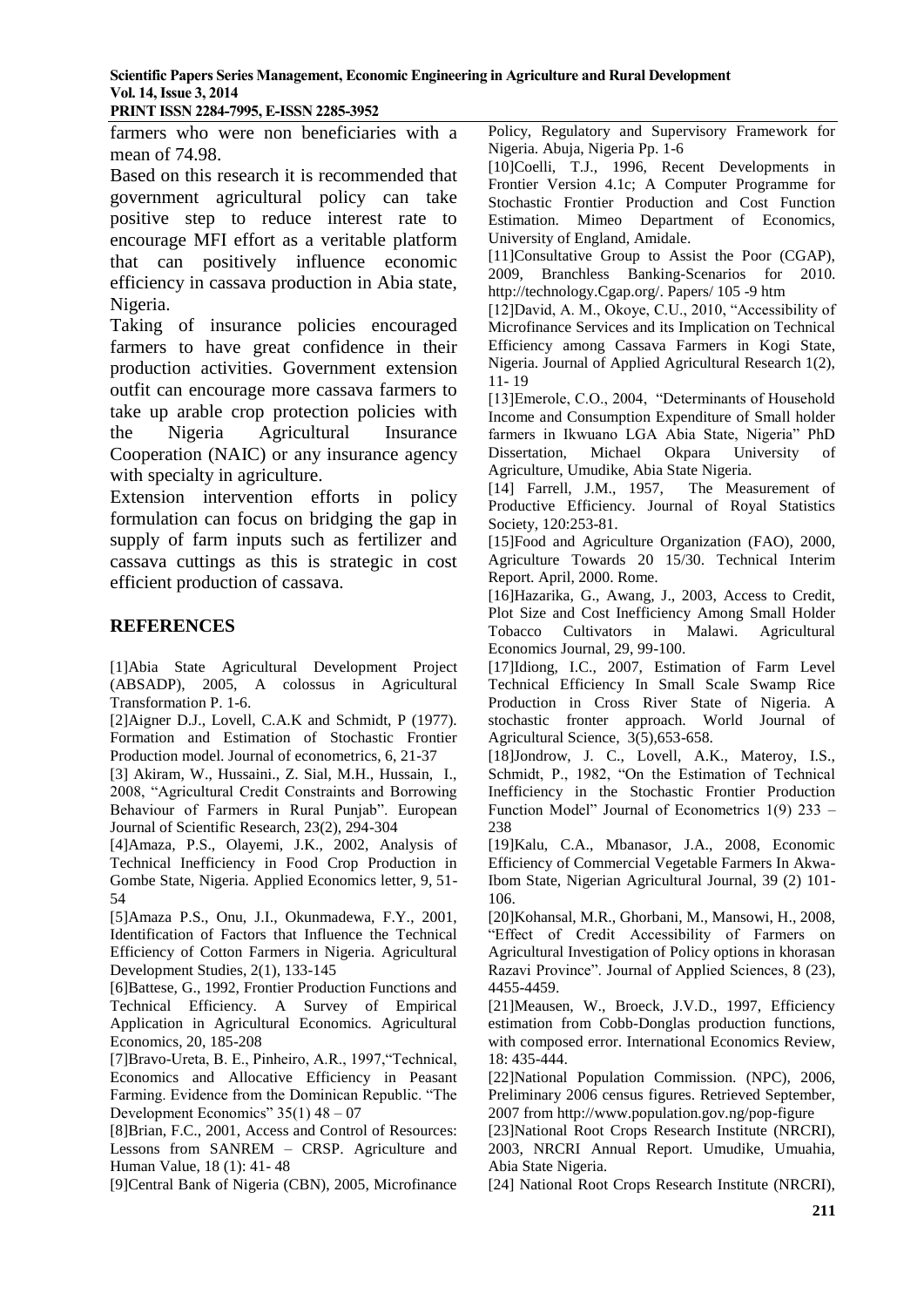farmers who were non beneficiaries with a mean of 74.98.

Based on this research it is recommended that government agricultural policy can take positive step to reduce interest rate to encourage MFI effort as a veritable platform that can positively influence economic efficiency in cassava production in Abia state, Nigeria.

Taking of insurance policies encouraged farmers to have great confidence in their production activities. Government extension outfit can encourage more cassava farmers to take up arable crop protection policies with the Nigeria Agricultural Insurance Cooperation (NAIC) or any insurance agency with specialty in agriculture.

Extension intervention efforts in policy formulation can focus on bridging the gap in supply of farm inputs such as fertilizer and cassava cuttings as this is strategic in cost efficient production of cassava.

## REFERENCES

[1]Abia State Agricultural Development Project (ABSADP), 2005, A colossus in Agricultural Transformation P. 1-6.

[2]Aigner D.J., Lovell, C.A.K and Schmidt, P (1977). Formation and Estimation of Stochastic Frontier Production model. Journal of econometrics, 6, 21-37

[3] Akiram, W., Hussaini., Z. Sial, M.H., Hussain, I., 2008, "Agricultural Credit Constraints and Borrowing Behaviour of Farmers in Rural Punjab". European Journal of Scientific Research, 23(2), 294-304

[4]Amaza, P.S., Olayemi, J.K., 2002, Analysis of Technical Inefficiency in Food Crop Production in Gombe State, Nigeria. Applied Economics letter, 9, 51-54

[5]Amaza P.S., Onu, J.I., Okunmadewa, F.Y., 2001, Identification of Factors that Influence the Technical Efficiency of Cotton Farmers in Nigeria. Agricultural Development Studies, 2(1), 133-145

[6]Battese, G., 1992, Frontier Production Functions and Technical Efficiency. A Survey of Empirical Application in Agricultural Economics. Agricultural Economics, 20, 185-208

[7]Bravo-Ureta, B. E., Pinheiro, A.R., 1997,"Technical, Economics and Allocative Efficiency in Peasant Farming. Evidence from the Dominican Republic. "The Development Economics" 35(1) 48 – 07

[8]Brian, F.C., 2001, Access and Control of Resources: Lessons from SANREM – CRSP. Agriculture and Human Value, 18 (1): 41- 48

[9]Central Bank of Nigeria (CBN), 2005, Microfinance Policy, Regulatory and Supervisory Framework for Nigeria. Abuja, Nigeria Pp. 1-6

[10]Coelli, T.J., 1996, Recent Developments in Frontier Version 4.1c; A Computer Programme for Stochastic Frontier Production and Cost Function Estimation. Mimeo Department of Economics, University of England, Amidale.

[11]Consultative Group to Assist the Poor (CGAP), 2009, Branchless Banking-Scenarios for 2010. http://technology.Cgap.org/. Papers/ 105 -9 htm

[12]David, A. M., Okoye, C.U., 2010, "Accessibility of Microfinance Services and its Implication on Technical Efficiency among Cassava Farmers in Kogi State, Nigeria. Journal of Applied Agricultural Research 1(2), 11- 19

[13]Emerole, C.O., 2004, "Determinants of Household Income and Consumption Expenditure of Small holder farmers in Ikwuano LGA Abia State, Nigeria" PhD Dissertation, Michael Okpara University of Agriculture, Umudike, Abia State Nigeria.

[14] Farrell, J.M., 1957, The Measurement of Productive Efficiency. Journal of Royal Statistics Society, 120:253-81.

[15]Food and Agriculture Organization (FAO), 2000, Agriculture Towards 20 15/30. Technical Interim Report. April, 2000. Rome.

[16]Hazarika, G., Awang, J., 2003, Access to Credit, Plot Size and Cost Inefficiency Among Small Holder Tobacco Cultivators in Malawi. Agricultural Economics Journal, 29, 99-100.

[17]Idiong, I.C., 2007, Estimation of Farm Level Technical Efficiency In Small Scale Swamp Rice Production in Cross River State of Nigeria. A stochastic fronter approach. World Journal of Agricultural Science, 3(5),653-658.

[18]Jondrow, J. C., Lovell, A.K., Materoy, I.S., Schmidt, P., 1982, "On the Estimation of Technical Inefficiency in the Stochastic Frontier Production Function Model" Journal of Econometrics 1(9) 233 – 238

[19]Kalu, C.A., Mbanasor, J.A., 2008, Economic Efficiency of Commercial Vegetable Farmers In Akwa-Ibom State, Nigerian Agricultural Journal, 39 (2) 101-106.

[20]Kohansal, M.R., Ghorbani, M., Mansowi, H., 2008, "Effect of Credit Accessibility of Farmers on Agricultural Investigation of Policy options in khorasan Razavi Province". Journal of Applied Sciences, 8 (23), 4455-4459.

[21]Meausen, W., Broeck, J.V.D., 1997, Efficiency estimation from Cobb-Donglas production functions, with composed error. International Economics Review, 18: 435-444.

[22]National Population Commission. (NPC), 2006, Preliminary 2006 census figures. Retrieved September, 2007 from http://www.population.gov.ng/pop-figure

[23]National Root Crops Research Institute (NRCRI), 2003, NRCRI Annual Report. Umudike, Umuahia, Abia State Nigeria.

[24] National Root Crops Research Institute (NRCRI),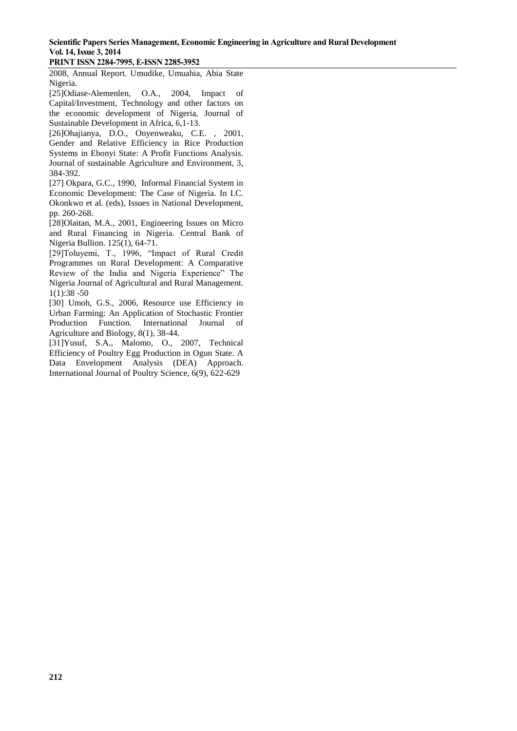2008, Annual Report. Umudike, Umuahia, Abia State Nigeria.

[25]Odiase-Alemenlen, O.A., 2004, Impact of Capital/Investment, Technology and other factors on the economic development of Nigeria, Journal of Sustainable Development in Africa, 6,1-13.

[26]Ohajianya, D.O., Onyenweaku, C.E. , 2001, Gender and Relative Efficiency in Rice Production Systems in Ebonyi State: A Profit Functions Analysis. Journal of sustainable Agriculture and Environment, 3, 384-392.

[27] Okpara, G.C., 1990, Informal Financial System in Economic Development: The Case of Nigeria. In I.C. Okonkwo et al. (eds), Issues in National Development, pp. 260-268.

[28]Olaitan, M.A., 2001, Engineering Issues on Micro and Rural Financing in Nigeria. Central Bank of Nigeria Bullion. 125(1), 64-71.

[29]Toluyemi, T., 1996, "Impact of Rural Credit Programmes on Rural Development: A Comparative Review of the India and Nigeria Experience" The Nigeria Journal of Agricultural and Rural Management. 1(1):38 -50

[30] Umoh, G.S., 2006, Resource use Efficiency in Urban Farming: An Application of Stochastic Frontier Production Function. International Journal of Agriculture and Biology, 8(1), 38-44.

[31]Yusuf, S.A., Malomo, O., 2007, Technical Efficiency of Poultry Egg Production in Ogun State. A Data Envelopment Analysis (DEA) Approach. International Journal of Poultry Science, 6(9), 622-629